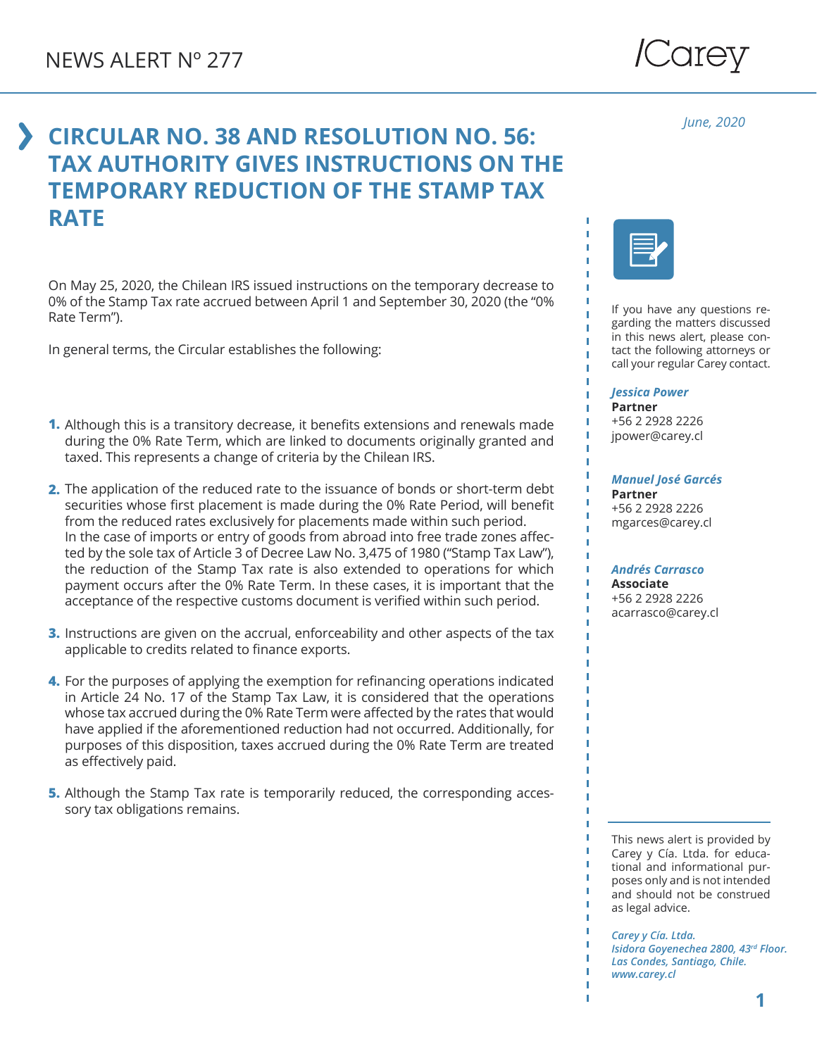NEWS ALERT Nº 277

*June, 2020*

# CIRCULAR NO. 38 AND RESOLUTION NO. 56: TAX AUTHORITY GIVES INSTRUCTIONS ON THE TEMPORARY REDUCTION OF THE STAMP TAX RATE

On May 25, 2020, the Chilean IRS issued instructions on the temporary decrease to 0% of the Stamp Tax rate accrued between April 1 and September 30, 2020 (the "0% Rate Term").

In general terms, the Circular establishes the following:

1. Although this is a transitory decrease, it benefits extensions and renewals made during the 0% Rate Term, which are linked to documents originally granted and taxed. This represents a change of criteria by the Chilean IRS.
2. The application of the reduced rate to the issuance of bonds or short-term debt securities whose first placement is made during the 0% Rate Period, will benefit from the reduced rates exclusively for placements made within such period.
   In the case of imports or entry of goods from abroad into free trade zones affected by the sole tax of Article 3 of Decree Law No. 3,475 of 1980 ("Stamp Tax Law"), the reduction of the Stamp Tax rate is also extended to operations for which payment occurs after the 0% Rate Term. In these cases, it is important that the acceptance of the respective customs document is verified within such period.
3. Instructions are given on the accrual, enforceability and other aspects of the tax applicable to credits related to finance exports.
4. For the purposes of applying the exemption for refinancing operations indicated in Article 24 No. 17 of the Stamp Tax Law, it is considered that the operations whose tax accrued during the 0% Rate Term were affected by the rates that would have applied if the aforementioned reduction had not occurred. Additionally, for purposes of this disposition, taxes accrued during the 0% Rate Term are treated as effectively paid.
5. Although the Stamp Tax rate is temporarily reduced, the corresponding accessory tax obligations remains.

If you have any questions regarding the matters discussed in this news alert, please contact the following attorneys or call your regular Carey contact.

***Jessica Power***
**Partner**
+56 2 2928 2226
jpower@carey.cl

***Manuel José Garcés***
**Partner**
+56 2 2928 2226
mgarces@carey.cl

***Andrés Carrasco***
**Associate**
+56 2 2928 2226
acarrasco@carey.cl

This news alert is provided by Carey y Cía. Ltda. for educational and informational purposes only and is not intended and should not be construed as legal advice.

***Carey y Cía. Ltda.***
***Isidora Goyenechea 2800, 43rd Floor.***
***Las Condes, Santiago, Chile.***
***www.carey.cl***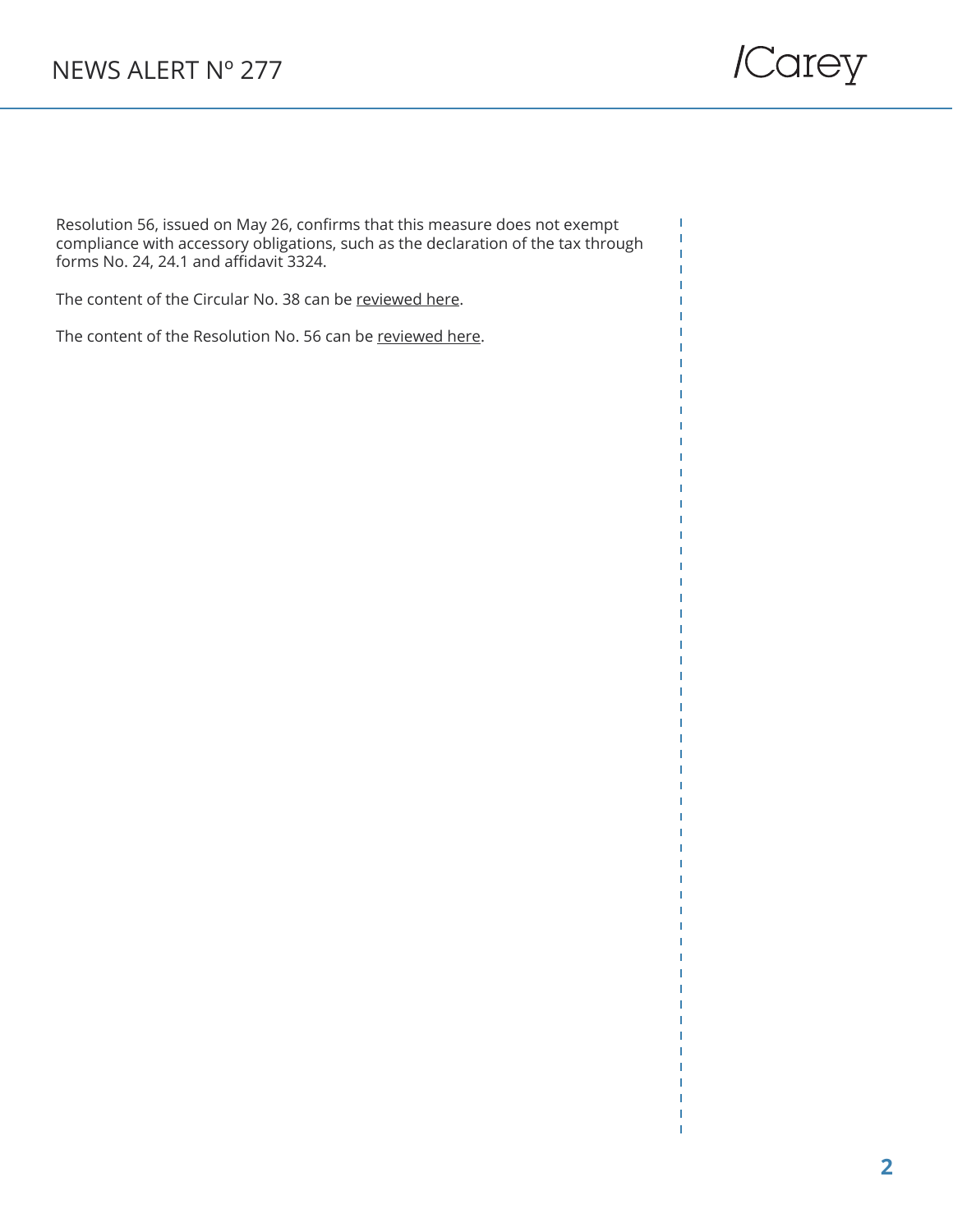Resolution 56, issued on May 26, confirms that this measure does not exempt compliance with accessory obligations, such as the declaration of the tax through forms No. 24, 24.1 and affidavit 3324.

The content of the Circular No. 38 can be reviewed here.

The content of the Resolution No. 56 can be reviewed here.